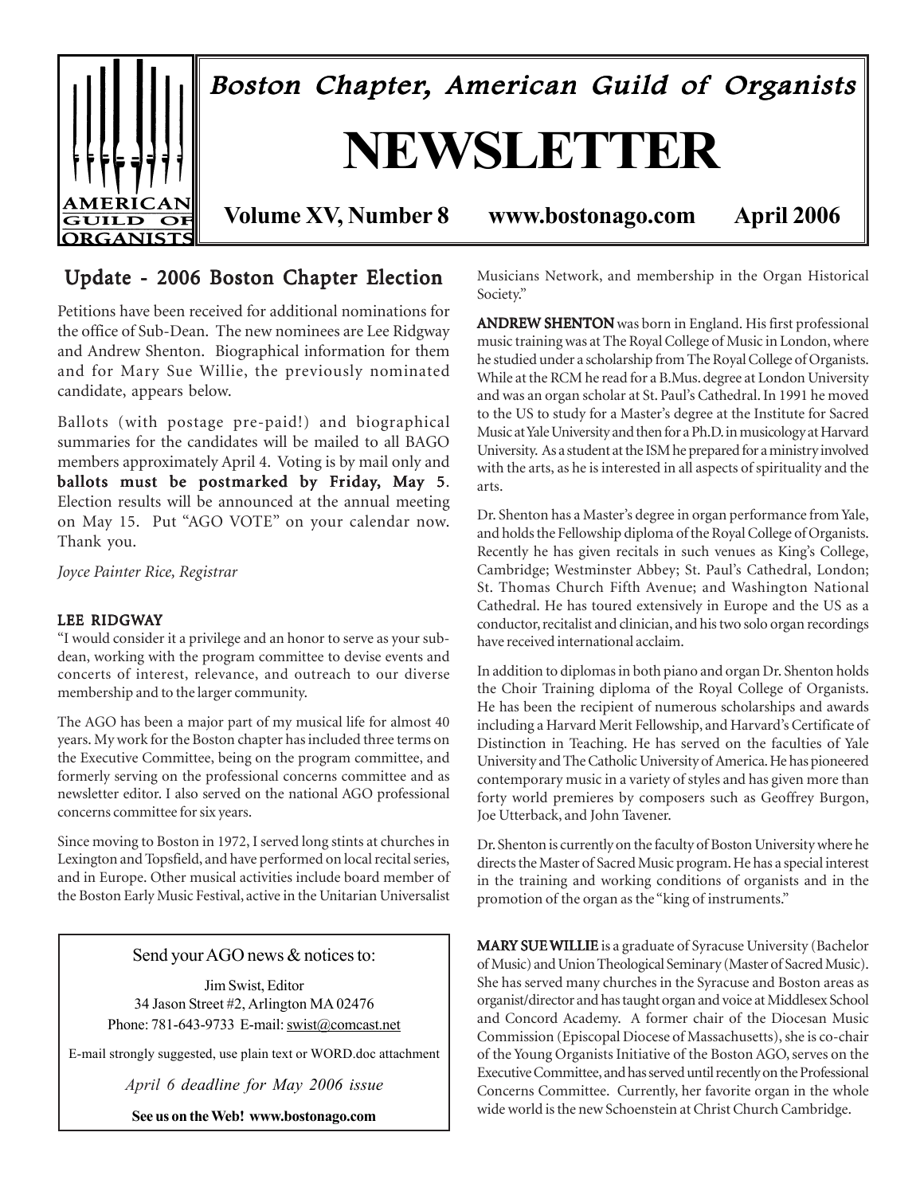# Boston Chapter, American Guild of Organists

# NEWSLETTER

**Volume XV, Number 8 www.bostonago.com April 2006**

## Update - 2006 Boston Chapter Election

Petitions have been received for additional nominations for the office of Sub-Dean. The new nominees are Lee Ridgway and Andrew Shenton. Biographical information for them and for Mary Sue Willie, the previously nominated candidate, appears below.

Ballots (with postage pre-paid!) and biographical summaries for the candidates will be mailed to all BAGO members approximately April 4. Voting is by mail only and **ballots must be postmarked by Friday, May 5**. Election results will be announced at the annual meeting on May 15. Put "AGO VOTE" on your calendar now. Thank you.

*Joyce Painter Rice, Registrar*

### LEE RIDGWAY

"I would consider it a privilege and an honor to serve as your sub-dean, working with the program committee to devise events and concerts of interest, relevance, and outreach to our diverse membership and to the larger community.

The AGO has been a major part of my musical life for almost 40 years. My work for the Boston chapter has included three terms on the Executive Committee, being on the program committee, and formerly serving on the professional concerns committee and as newsletter editor. I also served on the national AGO professional concerns committee for six years.

Since moving to Boston in 1972, I served long stints at churches in Lexington and Topsfield, and have performed on local recital series, and in Europe. Other musical activities include board member of the Boston Early Music Festival, active in the Unitarian Universalist Musicians Network, and membership in the Organ Historical Society."

**ANDREW SHENTON** was born in England. His first professional music training was at The Royal College of Music in London, where he studied under a scholarship from The Royal College of Organists. While at the RCM he read for a B.Mus. degree at London University and was an organ scholar at St. Paul's Cathedral. In 1991 he moved to the US to study for a Master's degree at the Institute for Sacred Music at Yale University and then for a Ph.D. in musicology at Harvard University. As a student at the ISM he prepared for a ministry involved with the arts, as he is interested in all aspects of spirituality and the arts.

Dr. Shenton has a Master's degree in organ performance from Yale, and holds the Fellowship diploma of the Royal College of Organists. Recently he has given recitals in such venues as King's College, Cambridge; Westminster Abbey; St. Paul's Cathedral, London; St. Thomas Church Fifth Avenue; and Washington National Cathedral. He has toured extensively in Europe and the US as a conductor, recitalist and clinician, and his two solo organ recordings have received international acclaim.

In addition to diplomas in both piano and organ Dr. Shenton holds the Choir Training diploma of the Royal College of Organists. He has been the recipient of numerous scholarships and awards including a Harvard Merit Fellowship, and Harvard's Certificate of Distinction in Teaching. He has served on the faculties of Yale University and The Catholic University of America. He has pioneered contemporary music in a variety of styles and has given more than forty world premieres by composers such as Geoffrey Burgon, Joe Utterback, and John Tavener.

Dr. Shenton is currently on the faculty of Boston University where he directs the Master of Sacred Music program. He has a special interest in the training and working conditions of organists and in the promotion of the organ as the "king of instruments."

**MARY SUE WILLIE** is a graduate of Syracuse University (Bachelor of Music) and Union Theological Seminary (Master of Sacred Music). She has served many churches in the Syracuse and Boston areas as organist/director and has taught organ and voice at Middlesex School and Concord Academy. A former chair of the Diocesan Music Commission (Episcopal Diocese of Massachusetts), she is co-chair of the Young Organists Initiative of the Boston AGO, serves on the Executive Committee, and has served until recently on the Professional Concerns Committee. Currently, her favorite organ in the whole wide world is the new Schoenstein at Christ Church Cambridge.

---

Send your AGO news & notices to:

Jim Swist, Editor
34 Jason Street #2, Arlington MA 02476
Phone: 781-643-9733 E-mail: swist@comcast.net

E-mail strongly suggested, use plain text or WORD.doc attachment

*April 6 deadline for May 2006 issue*

**See us on the Web! www.bostonago.com**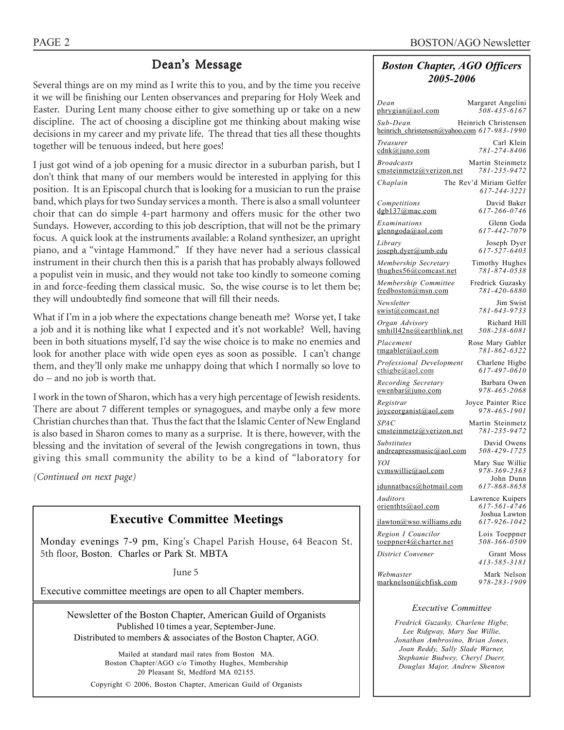## Dean's Message

Several things are on my mind as I write this to you, and by the time you receive it we will be finishing our Lenten observances and preparing for Holy Week and Easter. During Lent many choose either to give something up or take on a new discipline. The act of choosing a discipline got me thinking about making wise decisions in my career and my private life. The thread that ties all these thoughts together will be tenuous indeed, but here goes!

I just got wind of a job opening for a music director in a suburban parish, but I don't think that many of our members would be interested in applying for this position. It is an Episcopal church that is looking for a musician to run the praise band, which plays for two Sunday services a month. There is also a small volunteer choir that can do simple 4-part harmony and offers music for the other two Sundays. However, according to this job description, that will not be the primary focus. A quick look at the instruments available: a Roland synthesizer, an upright piano, and a "vintage Hammond." If they have never had a serious classical instrument in their church then this is a parish that has probably always followed a populist vein in music, and they would not take too kindly to someone coming in and force-feeding them classical music. So, the wise course is to let them be; they will undoubtedly find someone that will fill their needs.

What if I'm in a job where the expectations change beneath me? Worse yet, I take a job and it is nothing like what I expected and it's not workable? Well, having been in both situations myself, I'd say the wise choice is to make no enemies and look for another place with wide open eyes as soon as possible. I can't change them, and they'll only make me unhappy doing that which I normally so love to do – and no job is worth that.

I work in the town of Sharon, which has a very high percentage of Jewish residents. There are about 7 different temples or synagogues, and maybe only a few more Christian churches than that. Thus the fact that the Islamic Center of New England is also based in Sharon comes to many as a surprise. It is there, however, with the blessing and the invitation of several of the Jewish congregations in town, thus giving this small community the ability to be a kind of "laboratory for

*(Continued on next page)*

### Boston Chapter, AGO Officers 2005-2006

| Position | Name / Contact |
|---|---|
| *Dean* phrygian@aol.com | Margaret Angelini *508-435-6167* |
| *Sub-Dean* heinrich_christensen@yahoo.com | Heinrich Christensen *617-983-1990* |
| *Treasurer* cdnk@juno.com | Carl Klein *781-274-8406* |
| *Broadcasts* cmsteinmetz@verizon.net | Martin Steinmetz *781-235-9472* |
| *Chaplain* | The Rev'd Miriam Gelfer *617-244-3221* |
| *Competitions* dgb137@mac.com | David Baker *617-266-0746* |
| *Examinations* glenngoda@aol.com | Glenn Goda *617-442-7079* |
| *Library* joseph.dyer@umb.edu | Joseph Dyer *617-527-6403* |
| *Membership Secretary* thughes56@comcast.net | Timothy Hughes *781-874-0538* |
| *Membership Committee* fredboston@msn.com | Fredrick Guzasky *781-420-6880* |
| *Newsletter* swist@comcast.net | Jim Swist *781-643-9733* |
| *Organ Advisory* smhill42ne@earthlink.net | Richard Hill *508-238-6081* |
| *Placement* rmgabler@aol.com | Rose Mary Gabler *781-862-6322* |
| *Professional Development* cthigbe@aol.com | Charlene Higbe *617-497-0610* |
| *Recording Secretary* owenbar@juno.com | Barbara Owen *978-465-2068* |
| *Registrar* joyceorganist@aol.com | Joyce Painter Rice *978-465-1901* |
| *SPAC* cmsteinmetz@verizon.net | Martin Steinmetz *781-235-9472* |
| *Substitutes* andreapressmusic@aol.com | David Owens *508-429-1725* |
| *YOI* cvmswillie@aol.com | Mary Sue Willie *978-369-2363* |
| jdunnatbacs@hotmail.com | John Dunn *617-868-8658* |
| *Auditors* orienthts@aol.com | Lawrence Kuipers *617-561-4746* |
| jlawton@wso.williams.edu | Joshua Lawton *617-926-1042* |
| *Region I Councilor* toeppner4@charter.net | Lois Toeppner *508-366-0509* |
| *District Convener* | Grant Moss *413-585-3181* |
| *Webmaster* marknelson@cbfisk.com | Mark Nelson *978-283-1909* |

*Executive Committee*

*Fredrick Guzasky, Charlene Higbe, Lee Ridgway, Mary Sue Willie, Jonathan Ambrosino, Brian Jones, Joan Reddy, Sally Slade Warner, Stephanie Budwey, Cheryl Duerr, Douglas Major, Andrew Shenton*

## Executive Committee Meetings

Monday evenings 7-9 pm, King's Chapel Parish House, 64 Beacon St. 5th floor, Boston. Charles or Park St. MBTA

June 5

Executive committee meetings are open to all Chapter members.

Newsletter of the Boston Chapter, American Guild of Organists
Published 10 times a year, September-June.
Distributed to members & associates of the Boston Chapter, AGO.

Mailed at standard mail rates from Boston MA.
Boston Chapter/AGO c/o Timothy Hughes, Membership
20 Pleasant St, Medford MA 02155.

Copyright © 2006, Boston Chapter, American Guild of Organists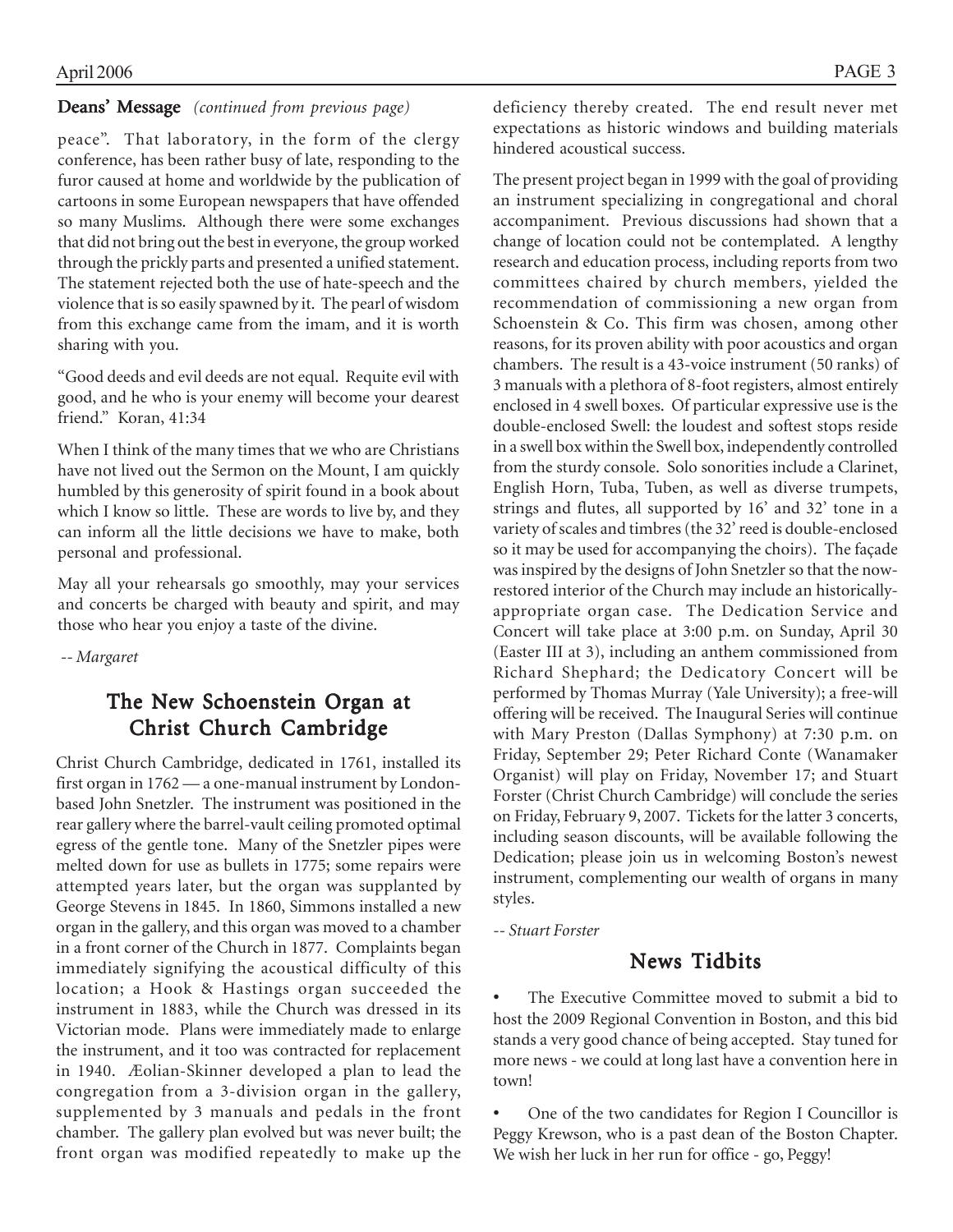**Deans' Message** *(continued from previous page)*

peace". That laboratory, in the form of the clergy conference, has been rather busy of late, responding to the furor caused at home and worldwide by the publication of cartoons in some European newspapers that have offended so many Muslims. Although there were some exchanges that did not bring out the best in everyone, the group worked through the prickly parts and presented a unified statement. The statement rejected both the use of hate-speech and the violence that is so easily spawned by it. The pearl of wisdom from this exchange came from the imam, and it is worth sharing with you.

"Good deeds and evil deeds are not equal. Requite evil with good, and he who is your enemy will become your dearest friend." Koran, 41:34

When I think of the many times that we who are Christians have not lived out the Sermon on the Mount, I am quickly humbled by this generosity of spirit found in a book about which I know so little. These are words to live by, and they can inform all the little decisions we have to make, both personal and professional.

May all your rehearsals go smoothly, may your services and concerts be charged with beauty and spirit, and may those who hear you enjoy a taste of the divine.

*-- Margaret*

## The New Schoenstein Organ at Christ Church Cambridge

Christ Church Cambridge, dedicated in 1761, installed its first organ in 1762 — a one-manual instrument by London-based John Snetzler. The instrument was positioned in the rear gallery where the barrel-vault ceiling promoted optimal egress of the gentle tone. Many of the Snetzler pipes were melted down for use as bullets in 1775; some repairs were attempted years later, but the organ was supplanted by George Stevens in 1845. In 1860, Simmons installed a new organ in the gallery, and this organ was moved to a chamber in a front corner of the Church in 1877. Complaints began immediately signifying the acoustical difficulty of this location; a Hook & Hastings organ succeeded the instrument in 1883, while the Church was dressed in its Victorian mode. Plans were immediately made to enlarge the instrument, and it too was contracted for replacement in 1940. Æolian-Skinner developed a plan to lead the congregation from a 3-division organ in the gallery, supplemented by 3 manuals and pedals in the front chamber. The gallery plan evolved but was never built; the front organ was modified repeatedly to make up the deficiency thereby created. The end result never met expectations as historic windows and building materials hindered acoustical success.

The present project began in 1999 with the goal of providing an instrument specializing in congregational and choral accompaniment. Previous discussions had shown that a change of location could not be contemplated. A lengthy research and education process, including reports from two committees chaired by church members, yielded the recommendation of commissioning a new organ from Schoenstein & Co. This firm was chosen, among other reasons, for its proven ability with poor acoustics and organ chambers. The result is a 43-voice instrument (50 ranks) of 3 manuals with a plethora of 8-foot registers, almost entirely enclosed in 4 swell boxes. Of particular expressive use is the double-enclosed Swell: the loudest and softest stops reside in a swell box within the Swell box, independently controlled from the sturdy console. Solo sonorities include a Clarinet, English Horn, Tuba, Tuben, as well as diverse trumpets, strings and flutes, all supported by 16' and 32' tone in a variety of scales and timbres (the 32' reed is double-enclosed so it may be used for accompanying the choirs). The façade was inspired by the designs of John Snetzler so that the now-restored interior of the Church may include an historically-appropriate organ case. The Dedication Service and Concert will take place at 3:00 p.m. on Sunday, April 30 (Easter III at 3), including an anthem commissioned from Richard Shephard; the Dedicatory Concert will be performed by Thomas Murray (Yale University); a free-will offering will be received. The Inaugural Series will continue with Mary Preston (Dallas Symphony) at 7:30 p.m. on Friday, September 29; Peter Richard Conte (Wanamaker Organist) will play on Friday, November 17; and Stuart Forster (Christ Church Cambridge) will conclude the series on Friday, February 9, 2007. Tickets for the latter 3 concerts, including season discounts, will be available following the Dedication; please join us in welcoming Boston's newest instrument, complementing our wealth of organs in many styles.

*-- Stuart Forster*

## News Tidbits

- The Executive Committee moved to submit a bid to host the 2009 Regional Convention in Boston, and this bid stands a very good chance of being accepted. Stay tuned for more news - we could at long last have a convention here in town!
- One of the two candidates for Region I Councillor is Peggy Krewson, who is a past dean of the Boston Chapter. We wish her luck in her run for office - go, Peggy!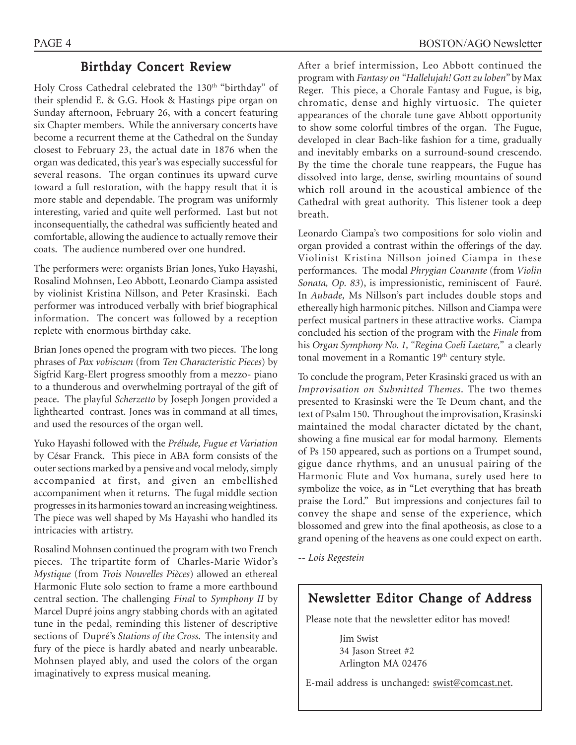## Birthday Concert Review

Holy Cross Cathedral celebrated the 130th "birthday" of their splendid E. & G.G. Hook & Hastings pipe organ on Sunday afternoon, February 26, with a concert featuring six Chapter members. While the anniversary concerts have become a recurrent theme at the Cathedral on the Sunday closest to February 23, the actual date in 1876 when the organ was dedicated, this year's was especially successful for several reasons. The organ continues its upward curve toward a full restoration, with the happy result that it is more stable and dependable. The program was uniformly interesting, varied and quite well performed. Last but not inconsequentially, the cathedral was sufficiently heated and comfortable, allowing the audience to actually remove their coats. The audience numbered over one hundred.

The performers were: organists Brian Jones, Yuko Hayashi, Rosalind Mohnsen, Leo Abbott, Leonardo Ciampa assisted by violinist Kristina Nillson, and Peter Krasinski. Each performer was introduced verbally with brief biographical information. The concert was followed by a reception replete with enormous birthday cake.

Brian Jones opened the program with two pieces. The long phrases of *Pax vobiscum* (from *Ten Characteristic Pieces*) by Sigfrid Karg-Elert progress smoothly from a mezzo- piano to a thunderous and overwhelming portrayal of the gift of peace. The playful *Scherzetto* by Joseph Jongen provided a lighthearted contrast. Jones was in command at all times, and used the resources of the organ well.

Yuko Hayashi followed with the *Prélude, Fugue et Variation* by César Franck. This piece in ABA form consists of the outer sections marked by a pensive and vocal melody, simply accompanied at first, and given an embellished accompaniment when it returns. The fugal middle section progresses in its harmonies toward an increasing weightiness. The piece was well shaped by Ms Hayashi who handled its intricacies with artistry.

Rosalind Mohnsen continued the program with two French pieces. The tripartite form of Charles-Marie Widor's *Mystique* (from *Trois Nouvelles Pièces*) allowed an ethereal Harmonic Flute solo section to frame a more earthbound central section. The challenging *Final* to *Symphony II* by Marcel Dupré joins angry stabbing chords with an agitated tune in the pedal, reminding this listener of descriptive sections of Dupré's *Stations of the Cross*. The intensity and fury of the piece is hardly abated and nearly unbearable. Mohnsen played ably, and used the colors of the organ imaginatively to express musical meaning.

After a brief intermission, Leo Abbott continued the program with *Fantasy on "Hallelujah! Gott zu loben"* by Max Reger. This piece, a Chorale Fantasy and Fugue, is big, chromatic, dense and highly virtuosic. The quieter appearances of the chorale tune gave Abbott opportunity to show some colorful timbres of the organ. The Fugue, developed in clear Bach-like fashion for a time, gradually and inevitably embarks on a surround-sound crescendo. By the time the chorale tune reappears, the Fugue has dissolved into large, dense, swirling mountains of sound which roll around in the acoustical ambience of the Cathedral with great authority. This listener took a deep breath.

Leonardo Ciampa's two compositions for solo violin and organ provided a contrast within the offerings of the day. Violinist Kristina Nillson joined Ciampa in these performances. The modal *Phrygian Courante* (from *Violin Sonata, Op. 83*), is impressionistic, reminiscent of Fauré. In *Aubade,* Ms Nillson's part includes double stops and ethereally high harmonic pitches. Nillson and Ciampa were perfect musical partners in these attractive works. Ciampa concluded his section of the program with the *Finale* from his *Organ Symphony No. 1, "Regina Coeli Laetare,"* a clearly tonal movement in a Romantic 19th century style.

To conclude the program, Peter Krasinski graced us with an *Improvisation on Submitted Themes*. The two themes presented to Krasinski were the Te Deum chant, and the text of Psalm 150. Throughout the improvisation, Krasinski maintained the modal character dictated by the chant, showing a fine musical ear for modal harmony. Elements of Ps 150 appeared, such as portions on a Trumpet sound, gigue dance rhythms, and an unusual pairing of the Harmonic Flute and Vox humana, surely used here to symbolize the voice, as in "Let everything that has breath praise the Lord." But impressions and conjectures fail to convey the shape and sense of the experience, which blossomed and grew into the final apotheosis, as close to a grand opening of the heavens as one could expect on earth.

*-- Lois Regestein*

## Newsletter Editor Change of Address

Please note that the newsletter editor has moved!

Jim Swist
34 Jason Street #2
Arlington MA 02476

E-mail address is unchanged: swist@comcast.net.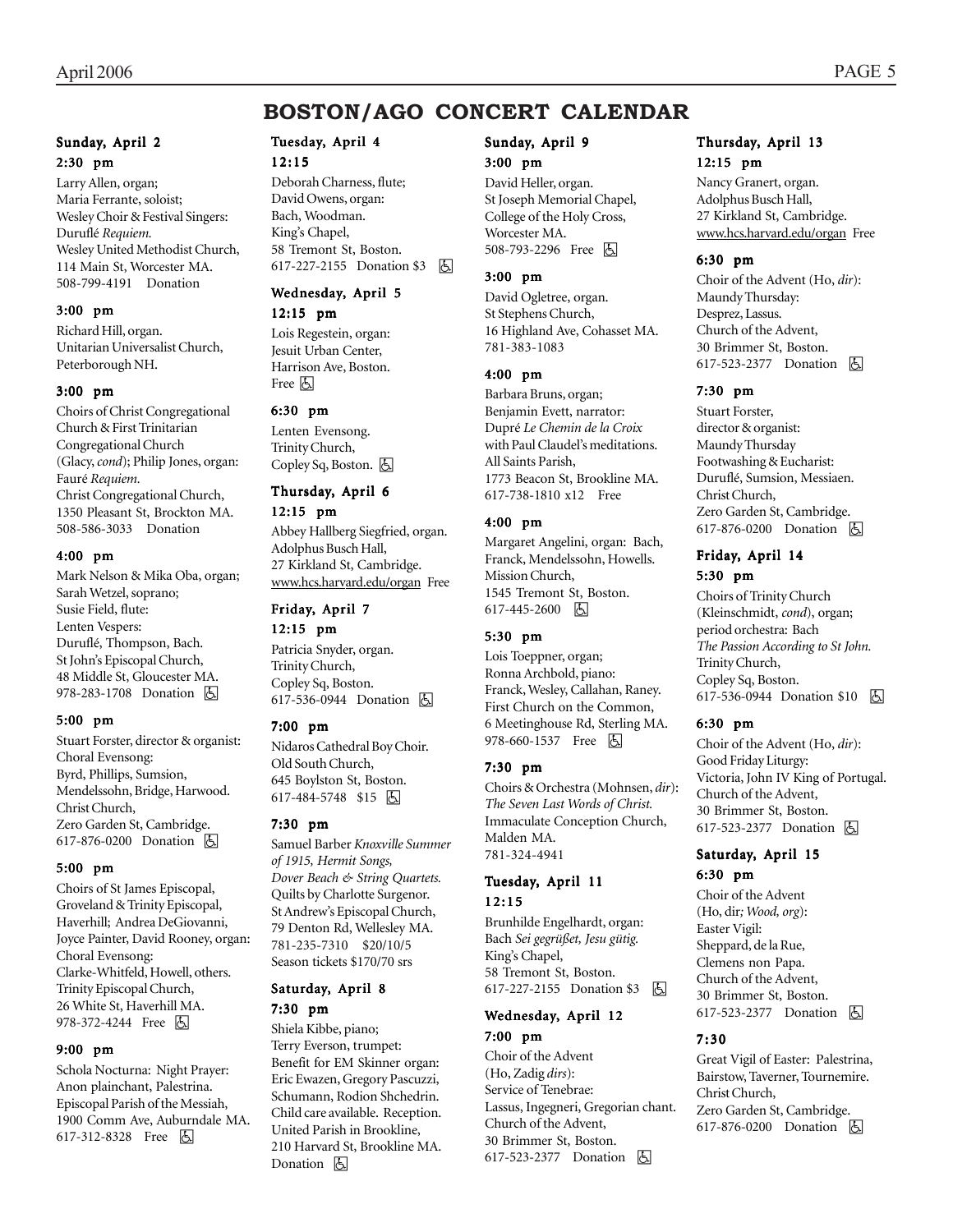# BOSTON/AGO CONCERT CALENDAR

### Sunday, April 2

**2:30 pm**

Larry Allen, organ;
Maria Ferrante, soloist;
Wesley Choir & Festival Singers:
Duruflé *Requiem.*
Wesley United Methodist Church,
114 Main St, Worcester MA.
508-799-4191 Donation

**3:00 pm**

Richard Hill, organ.
Unitarian Universalist Church,
Peterborough NH.

**3:00 pm**

Choirs of Christ Congregational Church & First Trinitarian Congregational Church (Glacy, *cond*); Philip Jones, organ:
Fauré *Requiem.*
Christ Congregational Church,
1350 Pleasant St, Brockton MA.
508-586-3033 Donation

**4:00 pm**

Mark Nelson & Mika Oba, organ;
Sarah Wetzel, soprano;
Susie Field, flute:
Lenten Vespers:
Duruflé, Thompson, Bach.
St John's Episcopal Church,
48 Middle St, Gloucester MA.
978-283-1708 Donation ♿

**5:00 pm**

Stuart Forster, director & organist:
Choral Evensong:
Byrd, Phillips, Sumsion,
Mendelssohn, Bridge, Harwood.
Christ Church,
Zero Garden St, Cambridge.
617-876-0200 Donation ♿

**5:00 pm**

Choirs of St James Episcopal, Groveland & Trinity Episcopal, Haverhill; Andrea DeGiovanni, Joyce Painter, David Rooney, organ:
Choral Evensong:
Clarke-Whitfeld, Howell, others.
Trinity Episcopal Church,
26 White St, Haverhill MA.
978-372-4244 Free ♿

**9:00 pm**

Schola Nocturna: Night Prayer:
Anon plainchant, Palestrina.
Episcopal Parish of the Messiah,
1900 Comm Ave, Auburndale MA.
617-312-8328 Free ♿

### Tuesday, April 4

**12:15**

Deborah Charness, flute;
David Owens, organ:
Bach, Woodman.
King's Chapel,
58 Tremont St, Boston.
617-227-2155 Donation $3 ♿

### Wednesday, April 5

**12:15 pm**

Lois Regestein, organ:
Jesuit Urban Center,
Harrison Ave, Boston.
Free ♿

**6:30 pm**

Lenten Evensong.
Trinity Church,
Copley Sq, Boston. ♿

### Thursday, April 6

**12:15 pm**

Abbey Hallberg Siegfried, organ.
Adolphus Busch Hall,
27 Kirkland St, Cambridge.
www.hcs.harvard.edu/organ Free

### Friday, April 7

**12:15 pm**

Patricia Snyder, organ.
Trinity Church,
Copley Sq, Boston.
617-536-0944 Donation ♿

**7:00 pm**

Nidaros Cathedral Boy Choir.
Old South Church,
645 Boylston St, Boston.
617-484-5748 $15 ♿

**7:30 pm**

Samuel Barber *Knoxville Summer of 1915, Hermit Songs, Dover Beach & String Quartets.*
Quilts by Charlotte Surgenor.
St Andrew's Episcopal Church,
79 Denton Rd, Wellesley MA.
781-235-7310 $20/10/5
Season tickets $170/70 srs

### Saturday, April 8

**7:30 pm**

Shiela Kibbe, piano;
Terry Everson, trumpet:
Benefit for EM Skinner organ:
Eric Ewazen, Gregory Pascuzzi,
Schumann, Rodion Shchedrin.
Child care available. Reception.
United Parish in Brookline,
210 Harvard St, Brookline MA.
Donation ♿

### Sunday, April 9

**3:00 pm**

David Heller, organ.
St Joseph Memorial Chapel,
College of the Holy Cross,
Worcester MA.
508-793-2296 Free ♿

**3:00 pm**

David Ogletree, organ.
St Stephens Church,
16 Highland Ave, Cohasset MA.
781-383-1083

**4:00 pm**

Barbara Bruns, organ;
Benjamin Evett, narrator:
Dupré *Le Chemin de la Croix* with Paul Claudel's meditations.
All Saints Parish,
1773 Beacon St, Brookline MA.
617-738-1810 x12 Free

**4:00 pm**

Margaret Angelini, organ: Bach,
Franck, Mendelssohn, Howells.
Mission Church,
1545 Tremont St, Boston.
617-445-2600 ♿

**5:30 pm**

Lois Toeppner, organ;
Ronna Archbold, piano:
Franck, Wesley, Callahan, Raney.
First Church on the Common,
6 Meetinghouse Rd, Sterling MA.
978-660-1537 Free ♿

**7:30 pm**

Choirs & Orchestra (Mohnsen, *dir*):
*The Seven Last Words of Christ.*
Immaculate Conception Church,
Malden MA.
781-324-4941

### Tuesday, April 11

**12:15**

Brunhilde Engelhardt, organ:
Bach *Sei gegrüßet, Jesu gütig.*
King's Chapel,
58 Tremont St, Boston.
617-227-2155 Donation $3 ♿

### Wednesday, April 12

**7:00 pm**

Choir of the Advent
(Ho, Zadig *dirs*):
Service of Tenebrae:
Lassus, Ingegneri, Gregorian chant.
Church of the Advent,
30 Brimmer St, Boston.
617-523-2377 Donation ♿

### Thursday, April 13

**12:15 pm**

Nancy Granert, organ.
Adolphus Busch Hall,
27 Kirkland St, Cambridge.
www.hcs.harvard.edu/organ Free

**6:30 pm**

Choir of the Advent (Ho, *dir*):
Maundy Thursday:
Desprez, Lassus.
Church of the Advent,
30 Brimmer St, Boston.
617-523-2377 Donation ♿

**7:30 pm**

Stuart Forster,
director & organist:
Maundy Thursday
Footwashing & Eucharist:
Duruflé, Sumsion, Messiaen.
Christ Church,
Zero Garden St, Cambridge.
617-876-0200 Donation ♿

### Friday, April 14

**5:30 pm**

Choirs of Trinity Church
(Kleinschmidt, *cond*), organ;
period orchestra: Bach
*The Passion According to St John.*
Trinity Church,
Copley Sq, Boston.
617-536-0944 Donation $10 ♿

**6:30 pm**

Choir of the Advent (Ho, *dir*):
Good Friday Liturgy:
Victoria, John IV King of Portugal.
Church of the Advent,
30 Brimmer St, Boston.
617-523-2377 Donation ♿

### Saturday, April 15

**6:30 pm**

Choir of the Advent
(Ho, dir*; Wood, org*):
Easter Vigil:
Sheppard, de la Rue,
Clemens non Papa.
Church of the Advent,
30 Brimmer St, Boston.
617-523-2377 Donation ♿

**7:30**

Great Vigil of Easter: Palestrina,
Bairstow, Taverner, Tournemire.
Christ Church,
Zero Garden St, Cambridge.
617-876-0200 Donation ♿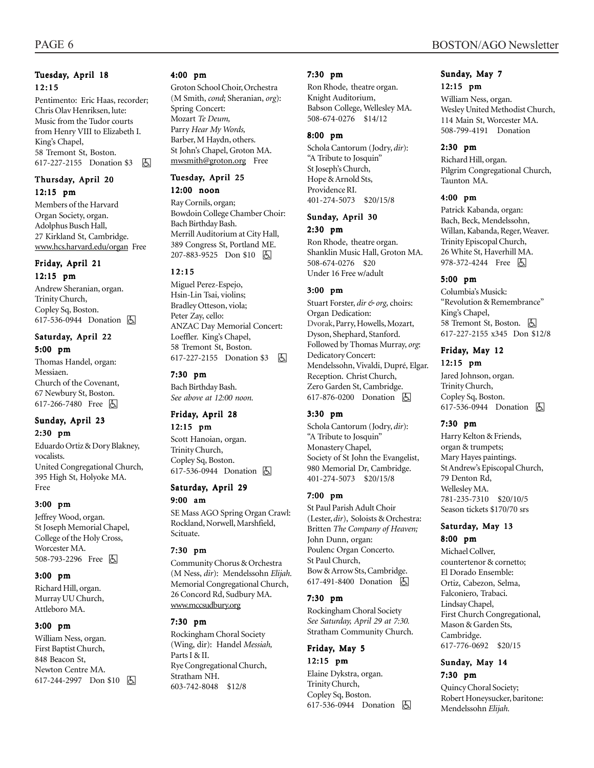#### Tuesday, April 18

**12:15**

Pentimento: Eric Haas, recorder; Chris Olav Henriksen, lute: Music from the Tudor courts from Henry VIII to Elizabeth I. King's Chapel, 58 Tremont St, Boston. 617-227-2155 Donation $3 ♿

#### Thursday, April 20

**12:15 pm**

Members of the Harvard Organ Society, organ. Adolphus Busch Hall, 27 Kirkland St, Cambridge. www.hcs.harvard.edu/organ Free

#### Friday, April 21

**12:15 pm**

Andrew Sheranian, organ. Trinity Church, Copley Sq, Boston. 617-536-0944 Donation ♿

#### Saturday, April 22

**5:00 pm**

Thomas Handel, organ: Messiaen. Church of the Covenant, 67 Newbury St, Boston. 617-266-7480 Free ♿

#### Sunday, April 23

**2:30 pm**

Eduardo Ortiz & Dory Blakney, vocalists. United Congregational Church, 395 High St, Holyoke MA. Free

**3:00 pm**

Jeffrey Wood, organ. St Joseph Memorial Chapel, College of the Holy Cross, Worcester MA. 508-793-2296 Free ♿

**3:00 pm**

Richard Hill, organ. Murray UU Church, Attleboro MA.

**3:00 pm**

William Ness, organ. First Baptist Church, 848 Beacon St, Newton Centre MA. 617-244-2997 Don $10 ♿

**4:00 pm**

Groton School Choir, Orchestra (M Smith, *cond*; Sheranian, *org*): Spring Concert: Mozart *Te Deum,* Parry *Hear My Words,* Barber, M Haydn, others. St John's Chapel, Groton MA. mwsmith@groton.org Free

#### Tuesday, April 25

**12:00 noon**

Ray Cornils, organ; Bowdoin College Chamber Choir: Bach Birthday Bash. Merrill Auditorium at City Hall, 389 Congress St, Portland ME. 207-883-9525 Don $10 ♿

**12:15**

Miguel Perez-Espejo, Hsin-Lin Tsai, violins; Bradley Otteson, viola; Peter Zay, cello: ANZAC Day Memorial Concert: Loeffler. King's Chapel, 58 Tremont St, Boston. 617-227-2155 Donation $3 ♿

**7:30 pm**

Bach Birthday Bash. *See above at 12:00 noon.*

#### Friday, April 28

**12:15 pm**

Scott Hanoian, organ. Trinity Church, Copley Sq, Boston. 617-536-0944 Donation ♿

#### Saturday, April 29

**9:00 am**

SE Mass AGO Spring Organ Crawl: Rockland, Norwell, Marshfield, Scituate.

**7:30 pm**

Community Chorus & Orchestra (M Ness, *dir*): Mendelssohn *Elijah.* Memorial Congregational Church, 26 Concord Rd, Sudbury MA. www.mccsudbury.org

**7:30 pm**

Rockingham Choral Society (Wing, dir): Handel *Messiah,* Parts I & II. Rye Congregational Church, Stratham NH. 603-742-8048 $12/8

**7:30 pm**

Ron Rhode, theatre organ. Knight Auditorium, Babson College, Wellesley MA. 508-674-0276 $14/12

**8:00 pm**

Schola Cantorum (Jodry, *dir*): "A Tribute to Josquin" St Joseph's Church, Hope & Arnold Sts, Providence RI. 401-274-5073 $20/15/8

#### Sunday, April 30

**2:30 pm**

Ron Rhode, theatre organ. Shanklin Music Hall, Groton MA. 508-674-0276 $20 Under 16 Free w/adult

**3:00 pm**

Stuart Forster, *dir & org,* choirs: Organ Dedication: Dvorak, Parry, Howells, Mozart, Dyson, Shephard, Stanford. Followed by Thomas Murray, *org*: Dedicatory Concert: Mendelssohn, Vivaldi, Dupré, Elgar. Reception. Christ Church, Zero Garden St, Cambridge. 617-876-0200 Donation ♿

**3:30 pm**

Schola Cantorum (Jodry, *dir*): "A Tribute to Josquin" Monastery Chapel, Society of St John the Evangelist, 980 Memorial Dr, Cambridge. 401-274-5073 $20/15/8

**7:00 pm**

St Paul Parish Adult Choir (Lester, *dir*), Soloists & Orchestra: Britten *The Company of Heaven;* John Dunn, organ: Poulenc Organ Concerto. St Paul Church, Bow & Arrow Sts, Cambridge. 617-491-8400 Donation ♿

**7:30 pm**

Rockingham Choral Society *See Saturday, April 29 at 7:30.* Stratham Community Church.

#### Friday, May 5

**12:15 pm**

Elaine Dykstra, organ. Trinity Church, Copley Sq, Boston. 617-536-0944 Donation ♿

#### Sunday, May 7

**12:15 pm**

William Ness, organ. Wesley United Methodist Church, 114 Main St, Worcester MA. 508-799-4191 Donation

**2:30 pm**

Richard Hill, organ. Pilgrim Congregational Church, Taunton MA.

**4:00 pm**

Patrick Kabanda, organ: Bach, Beck, Mendelssohn, Willan, Kabanda, Reger, Weaver. Trinity Episcopal Church, 26 White St, Haverhill MA. 978-372-4244 Free ♿

**5:00 pm**

Columbia's Musick: "Revolution & Remembrance" King's Chapel, 58 Tremont St, Boston. ♿ 617-227-2155 x345 Don $12/8

#### Friday, May 12

**12:15 pm**

Jared Johnson, organ. Trinity Church, Copley Sq, Boston. 617-536-0944 Donation ♿

**7:30 pm**

Harry Kelton & Friends, organ & trumpets; Mary Hayes paintings. St Andrew's Episcopal Church, 79 Denton Rd, Wellesley MA. 781-235-7310 $20/10/5 Season tickets $170/70 srs

#### Saturday, May 13

**8:00 pm**

Michael Collver, countertenor & cornetto; El Dorado Ensemble: Ortiz, Cabezon, Selma, Falconiero, Trabaci. Lindsay Chapel, First Church Congregational, Mason & Garden Sts, Cambridge. 617-776-0692 $20/15

#### Sunday, May 14

**7:30 pm**

Quincy Choral Society; Robert Honeysucker, baritone: Mendelssohn *Elijah.*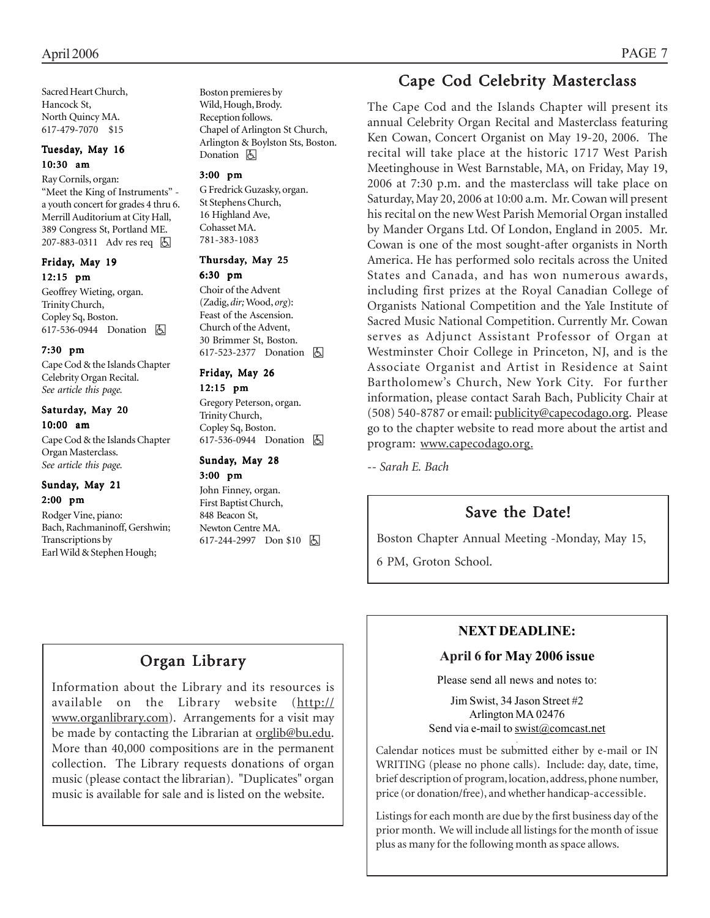Sacred Heart Church,
Hancock St,
North Quincy MA.
617-479-7070 $15

**Tuesday, May 16**

**10:30 am**

Ray Cornils, organ:
"Meet the King of Instruments" - a youth concert for grades 4 thru 6.
Merrill Auditorium at City Hall,
389 Congress St, Portland ME.
207-883-0311 Adv res req ♿

**Friday, May 19**

**12:15 pm**

Geoffrey Wieting, organ.
Trinity Church,
Copley Sq, Boston.
617-536-0944 Donation ♿

**7:30 pm**

Cape Cod & the Islands Chapter Celebrity Organ Recital.
*See article this page.*

**Saturday, May 20**

**10:00 am**

Cape Cod & the Islands Chapter Organ Masterclass.
*See article this page.*

**Sunday, May 21**

**2:00 pm**

Rodger Vine, piano:
Bach, Rachmaninoff, Gershwin;
Transcriptions by
Earl Wild & Stephen Hough;
Boston premieres by
Wild, Hough, Brody.
Reception follows.
Chapel of Arlington St Church,
Arlington & Boylston Sts, Boston.
Donation ♿

**3:00 pm**

G Fredrick Guzasky, organ.
St Stephens Church,
16 Highland Ave,
Cohasset MA.
781-383-1083

**Thursday, May 25**

**6:30 pm**

Choir of the Advent
(Zadig, *dir;* Wood, *org*):
Feast of the Ascension.
Church of the Advent,
30 Brimmer St, Boston.
617-523-2377 Donation ♿

**Friday, May 26**

**12:15 pm**

Gregory Peterson, organ.
Trinity Church,
Copley Sq, Boston.
617-536-0944 Donation ♿

**Sunday, May 28**

**3:00 pm**

John Finney, organ.
First Baptist Church,
848 Beacon St,
Newton Centre MA.
617-244-2997 Don $10 ♿

## Cape Cod Celebrity Masterclass

The Cape Cod and the Islands Chapter will present its annual Celebrity Organ Recital and Masterclass featuring Ken Cowan, Concert Organist on May 19-20, 2006. The recital will take place at the historic 1717 West Parish Meetinghouse in West Barnstable, MA, on Friday, May 19, 2006 at 7:30 p.m. and the masterclass will take place on Saturday, May 20, 2006 at 10:00 a.m. Mr. Cowan will present his recital on the new West Parish Memorial Organ installed by Mander Organs Ltd. Of London, England in 2005. Mr. Cowan is one of the most sought-after organists in North America. He has performed solo recitals across the United States and Canada, and has won numerous awards, including first prizes at the Royal Canadian College of Organists National Competition and the Yale Institute of Sacred Music National Competition. Currently Mr. Cowan serves as Adjunct Assistant Professor of Organ at Westminster Choir College in Princeton, NJ, and is the Associate Organist and Artist in Residence at Saint Bartholomew's Church, New York City. For further information, please contact Sarah Bach, Publicity Chair at (508) 540-8787 or email: publicity@capecodago.org. Please go to the chapter website to read more about the artist and program: www.capecodago.org.

*-- Sarah E. Bach*

## Save the Date!

Boston Chapter Annual Meeting -Monday, May 15, 6 PM, Groton School.

## Organ Library

Information about the Library and its resources is available on the Library website (http://www.organlibrary.com). Arrangements for a visit may be made by contacting the Librarian at orglib@bu.edu. More than 40,000 compositions are in the permanent collection. The Library requests donations of organ music (please contact the librarian). "Duplicates" organ music is available for sale and is listed on the website.

**NEXT DEADLINE:**

**April 6 for May 2006 issue**

Please send all news and notes to:

Jim Swist, 34 Jason Street #2
Arlington MA 02476
Send via e-mail to swist@comcast.net

Calendar notices must be submitted either by e-mail or IN WRITING (please no phone calls). Include: day, date, time, brief description of program, location, address, phone number, price (or donation/free), and whether handicap-accessible.

Listings for each month are due by the first business day of the prior month. We will include all listings for the month of issue plus as many for the following month as space allows.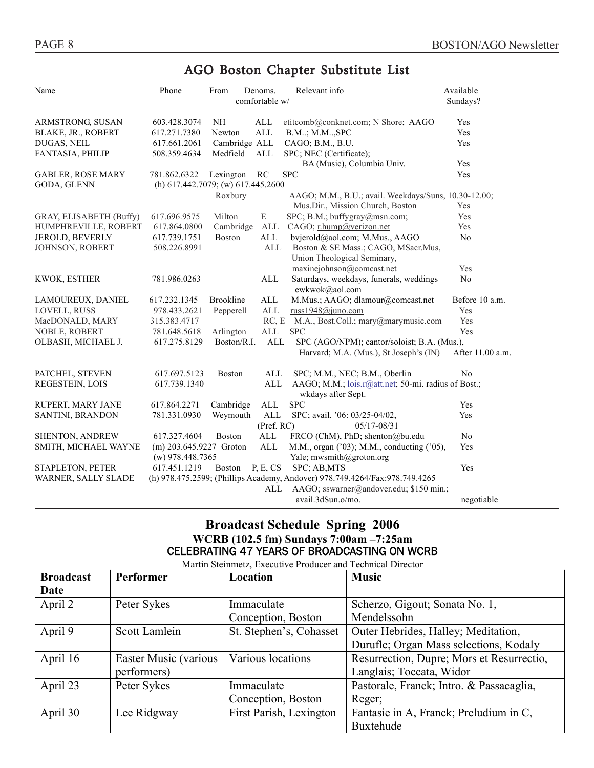## AGO Boston Chapter Substitute List

| Name | Phone | From | Denoms. comfortable w/ | Relevant info | Available Sundays? |
|---|---|---|---|---|---|
| ARMSTRONG, SUSAN | 603.428.3074 | NH | ALL | etitcomb@conknet.com; N Shore; AAGO | Yes |
| BLAKE, JR., ROBERT | 617.271.7380 | Newton | ALL | B.M..; M.M..,SPC | Yes |
| DUGAS, NEIL | 617.661.2061 | Cambridge | ALL | CAGO; B.M., B.U. | Yes |
| FANTASIA, PHILIP | 508.359.4634 | Medfield | ALL | SPC; NEC (Certificate); BA (Music), Columbia Univ. | Yes |
| GABLER, ROSE MARY | 781.862.6322 | Lexington | RC | SPC | Yes |
| GODA, GLENN | (h) 617.442.7079; (w) 617.445.2600 | Roxbury | | AAGO; M.M., B.U.; avail. Weekdays/Suns, 10.30-12.00; Mus.Dir., Mission Church, Boston | Yes |
| GRAY, ELISABETH (Buffy) | 617.696.9575 | Milton | E | SPC; B.M.; buffygray@msn.com; | Yes |
| HUMPHREVILLE, ROBERT | 617.864.0800 | Cambridge | ALL | CAGO; r.hump@verizon.net | Yes |
| JEROLD, BEVERLY | 617.739.1751 | Boston | ALL | bvjerold@aol.com; M.Mus., AAGO | No |
| JOHNSON, ROBERT | 508.226.8991 | | ALL | Boston & SE Mass.; CAGO, MSacr.Mus, Union Theological Seminary, maxinejohnson@comcast.net | Yes |
| KWOK, ESTHER | 781.986.0263 | | ALL | Saturdays, weekdays, funerals, weddings ewkwok@aol.com | No |
| LAMOUREUX, DANIEL | 617.232.1345 | Brookline | ALL | M.Mus.; AAGO; dlamour@comcast.net | Before 10 a.m. |
| LOVELL, RUSS | 978.433.2621 | Pepperell | ALL | russ1948@juno.com | Yes |
| MacDONALD, MARY | 315.383.4717 | | RC, E | M.A., Bost.Coll.; mary@marymusic.com | Yes |
| NOBLE, ROBERT | 781.648.5618 | Arlington | ALL | SPC | Yes |
| OLBASH, MICHAEL J. | 617.275.8129 | Boston/R.I. | ALL | SPC (AGO/NPM); cantor/soloist; B.A. (Mus.), Harvard; M.A. (Mus.), St Joseph's (IN) | After 11.00 a.m. |
| PATCHEL, STEVEN | 617.697.5123 | Boston | ALL | SPC; M.M., NEC; B.M., Oberlin | No |
| REGESTEIN, LOIS | 617.739.1340 | | ALL | AAGO; M.M.; lois.r@att.net; 50-mi. radius of Bost.; wkdays after Sept. | |
| RUPERT, MARY JANE | 617.864.2271 | Cambridge | ALL | SPC | Yes |
| SANTINI, BRANDON | 781.331.0930 | Weymouth | ALL (Pref. RC) | SPC; avail. '06: 03/25-04/02, 05/17-08/31 | Yes |
| SHENTON, ANDREW | 617.327.4604 | Boston | ALL | FRCO (ChM), PhD; shenton@bu.edu | No |
| SMITH, MICHAEL WAYNE | (m) 203.645.9227 (w) 978.448.7365 | Groton | ALL | M.M., organ ('03); M.M., conducting ('05), Yale; mwsmith@groton.org | Yes |
| STAPLETON, PETER | 617.451.1219 | Boston | P, E, CS | SPC; AB,MTS | Yes |
| WARNER, SALLY SLADE | (h) 978.475.2599; (Phillips Academy, Andover) 978.749.4264/Fax:978.749.4265 | | ALL | AAGO; sswarner@andover.edu; $150 min.; avail.3dSun.o/mo. | negotiable |

## Broadcast Schedule Spring 2006

### WCRB (102.5 fm) Sundays 7:00am –7:25am

### CELEBRATING 47 YEARS OF BROADCASTING ON WCRB

Martin Steinmetz, Executive Producer and Technical Director

| Broadcast Date | Performer | Location | Music |
|---|---|---|---|
| April 2 | Peter Sykes | Immaculate Conception, Boston | Scherzo, Gigout; Sonata No. 1, Mendelssohn |
| April 9 | Scott Lamlein | St. Stephen's, Cohasset | Outer Hebrides, Halley; Meditation, Durufle; Organ Mass selections, Kodaly |
| April 16 | Easter Music (various performers) | Various locations | Resurrection, Dupre; Mors et Resurrectio, Langlais; Toccata, Widor |
| April 23 | Peter Sykes | Immaculate Conception, Boston | Pastorale, Franck; Intro. & Passacaglia, Reger; |
| April 30 | Lee Ridgway | First Parish, Lexington | Fantasie in A, Franck; Preludium in C, Buxtehude |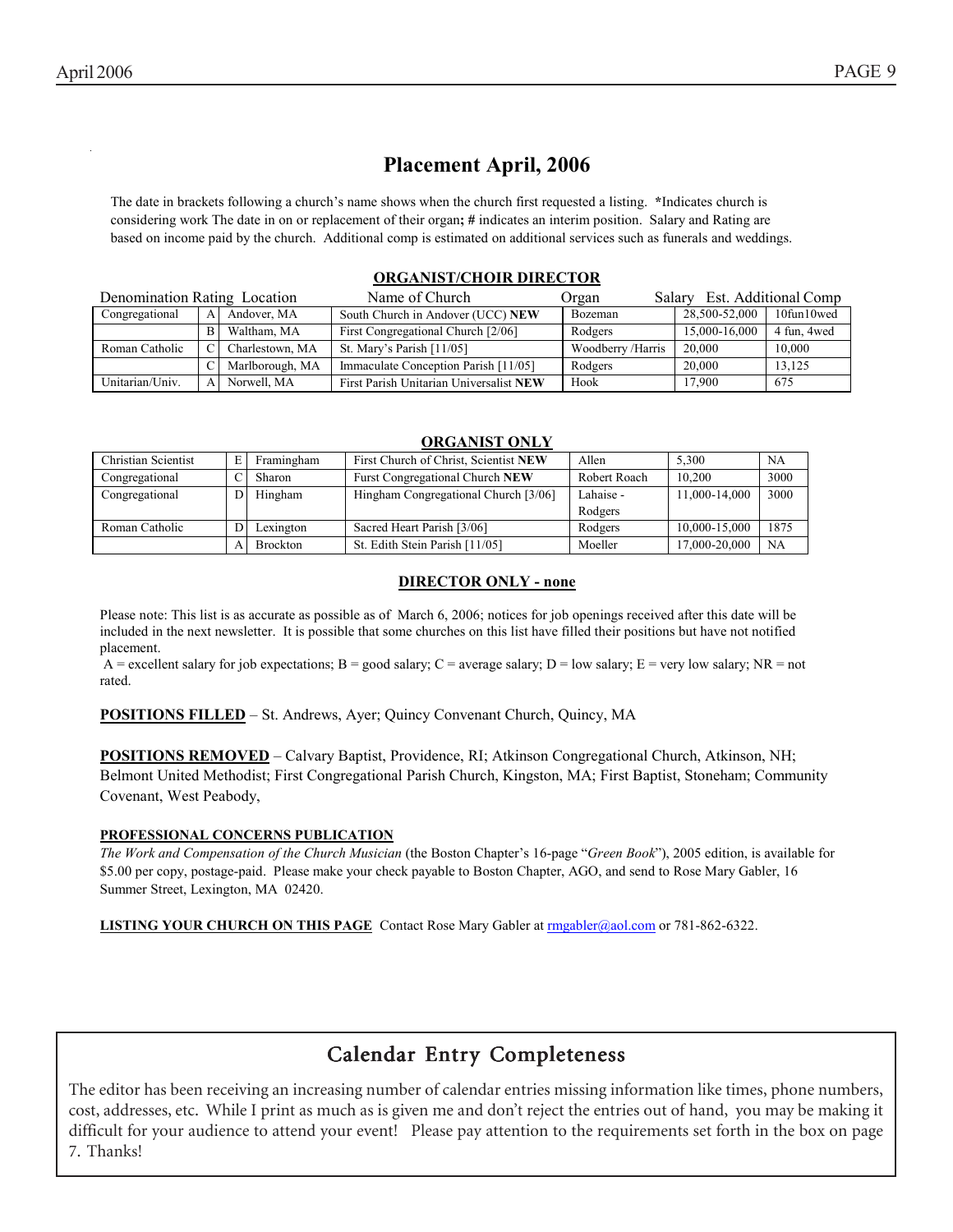# Placement April, 2006

The date in brackets following a church's name shows when the church first requested a listing. **\***Indicates church is considering work The date in on or replacement of their organ**;** **#** indicates an interim position. Salary and Rating are based on income paid by the church. Additional comp is estimated on additional services such as funerals and weddings.

## ORGANIST/CHOIR DIRECTOR

| Denomination | Rating | Location | Name of Church | Organ | Salary | Est. Additional Comp |
|---|---|---|---|---|---|---|
| Congregational | A | Andover, MA | South Church in Andover (UCC) **NEW** | Bozeman | 28,500-52,000 | 10fun10wed |
| | B | Waltham, MA | First Congregational Church [2/06] | Rodgers | 15,000-16,000 | 4 fun, 4wed |
| Roman Catholic | C | Charlestown, MA | St. Mary's Parish [11/05] | Woodberry /Harris | 20,000 | 10,000 |
| | C | Marlborough, MA | Immaculate Conception Parish [11/05] | Rodgers | 20,000 | 13,125 |
| Unitarian/Univ. | A | Norwell, MA | First Parish Unitarian Universalist **NEW** | Hook | 17,900 | 675 |

## ORGANIST ONLY

| Denomination | Rating | Location | Name of Church | Organ | Salary | Est. Additional Comp |
|---|---|---|---|---|---|---|
| Christian Scientist | E | Framingham | First Church of Christ, Scientist **NEW** | Allen | 5,300 | NA |
| Congregational | C | Sharon | Furst Congregational Church **NEW** | Robert Roach | 10,200 | 3000 |
| Congregational | D | Hingham | Hingham Congregational Church [3/06] | Lahaise - Rodgers | 11,000-14,000 | 3000 |
| Roman Catholic | D | Lexington | Sacred Heart Parish [3/06] | Rodgers | 10,000-15,000 | 1875 |
| | A | Brockton | St. Edith Stein Parish [11/05] | Moeller | 17,000-20,000 | NA |

## DIRECTOR ONLY - none

Please note: This list is as accurate as possible as of March 6, 2006; notices for job openings received after this date will be included in the next newsletter. It is possible that some churches on this list have filled their positions but have not notified placement.

A = excellent salary for job expectations; B = good salary; C = average salary; D = low salary; E = very low salary; NR = not rated.

**POSITIONS FILLED** – St. Andrews, Ayer; Quincy Convenant Church, Quincy, MA

**POSITIONS REMOVED** – Calvary Baptist, Providence, RI; Atkinson Congregational Church, Atkinson, NH; Belmont United Methodist; First Congregational Parish Church, Kingston, MA; First Baptist, Stoneham; Community Covenant, West Peabody,

**PROFESSIONAL CONCERNS PUBLICATION**

*The Work and Compensation of the Church Musician* (the Boston Chapter's 16-page "*Green Book*"), 2005 edition, is available for $5.00 per copy, postage-paid. Please make your check payable to Boston Chapter, AGO, and send to Rose Mary Gabler, 16 Summer Street, Lexington, MA 02420.

**LISTING YOUR CHURCH ON THIS PAGE** Contact Rose Mary Gabler at rmgabler@aol.com or 781-862-6322.

## Calendar Entry Completeness

The editor has been receiving an increasing number of calendar entries missing information like times, phone numbers, cost, addresses, etc. While I print as much as is given me and don't reject the entries out of hand, you may be making it difficult for your audience to attend your event! Please pay attention to the requirements set forth in the box on page 7. Thanks!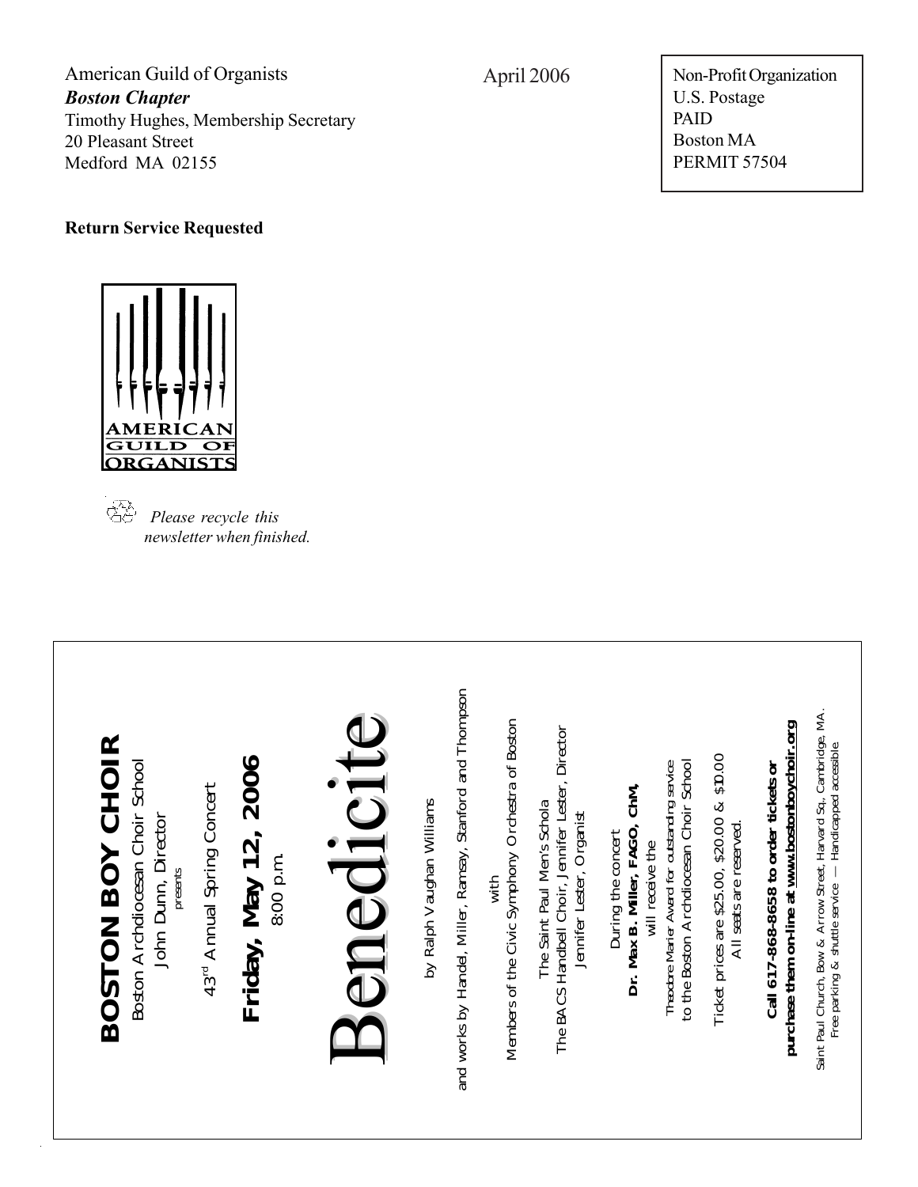American Guild of Organists
***Boston Chapter***
Timothy Hughes, Membership Secretary
20 Pleasant Street
Medford MA 02155

April 2006

Non-Profit Organization
U.S. Postage
PAID
Boston MA
PERMIT 57504

**Return Service Requested**

AMERICAN GUILD OF ORGANISTS

*Please recycle this newsletter when finished.*

# BOSTON BOY CHOIR

Boston Archdiocesan Choir School
John Dunn, Director
presents

43rd Annual Spring Concert

**Friday, May 12, 2006**
8:00 p.m.

# Benedicite

by Ralph Vaughan Williams

and works by Handel, Miller, Ramsay, Stanford and Thompson

with

Members of the Civic Symphony Orchestra of Boston

The Saint Paul Men's Schola
The BACS Handbell Choir, Jennifer Lester, Director
Jennifer Lester, Organist

During the concert
**Dr. Max B. Miller, FAGO, ChM,**
will receive the
Theodore Marier Award for outstanding service
to the Boston Archdiocesan Choir School

Ticket prices are $25.00, $20.00 & $10.00
All seats are reserved.

**Call 617-868-8658 to order tickets or purchase them on-line at www.bostonboychoir.org**

Saint Paul Church, Bow & Arrow Street, Harvard Sq., Cambridge, MA.
Free parking & shuttle service — Handicapped accessible